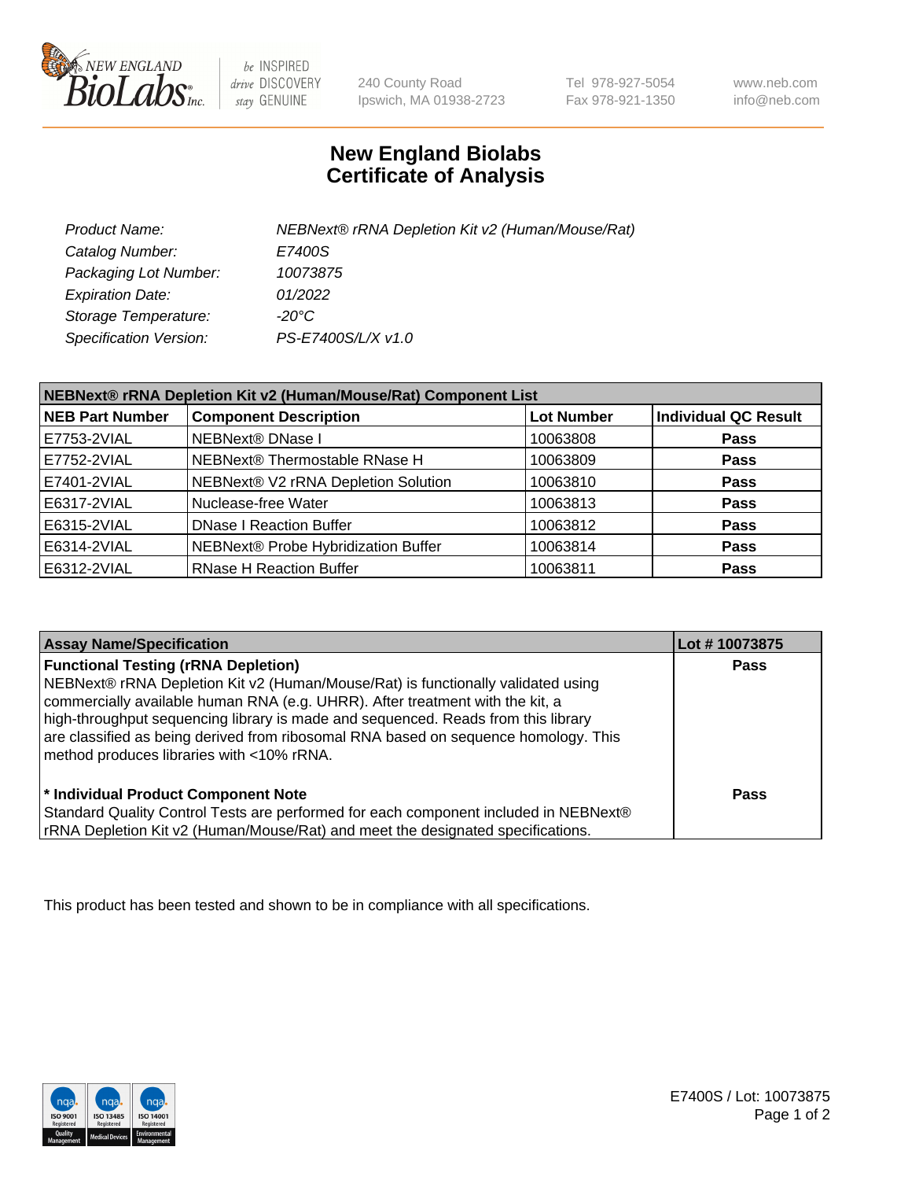New England Biolabs Inc. — be INSPIRED drive DISCOVERY stay GENUINE

240 County Road
Ipswich, MA 01938-2723

Tel 978-927-5054
Fax 978-921-1350

www.neb.com
info@neb.com

# New England Biolabs
# Certificate of Analysis

| | |
|---|---|
| *Product Name:* | *NEBNext® rRNA Depletion Kit v2 (Human/Mouse/Rat)* |
| *Catalog Number:* | *E7400S* |
| *Packaging Lot Number:* | *10073875* |
| *Expiration Date:* | *01/2022* |
| *Storage Temperature:* | *-20°C* |
| *Specification Version:* | *PS-E7400S/L/X v1.0* |

**NEBNext® rRNA Depletion Kit v2 (Human/Mouse/Rat) Component List**

| NEB Part Number | Component Description | Lot Number | Individual QC Result |
|---|---|---|---|
| E7753-2VIAL | NEBNext® DNase I | 10063808 | **Pass** |
| E7752-2VIAL | NEBNext® Thermostable RNase H | 10063809 | **Pass** |
| E7401-2VIAL | NEBNext® V2 rRNA Depletion Solution | 10063810 | **Pass** |
| E6317-2VIAL | Nuclease-free Water | 10063813 | **Pass** |
| E6315-2VIAL | DNase I Reaction Buffer | 10063812 | **Pass** |
| E6314-2VIAL | NEBNext® Probe Hybridization Buffer | 10063814 | **Pass** |
| E6312-2VIAL | RNase H Reaction Buffer | 10063811 | **Pass** |

| Assay Name/Specification | Lot # 10073875 |
|---|---|
| **Functional Testing (rRNA Depletion)**<br>NEBNext® rRNA Depletion Kit v2 (Human/Mouse/Rat) is functionally validated using commercially available human RNA (e.g. UHRR). After treatment with the kit, a high-throughput sequencing library is made and sequenced. Reads from this library are classified as being derived from ribosomal RNA based on sequence homology. This method produces libraries with <10% rRNA. | **Pass** |
| **\* Individual Product Component Note**<br>Standard Quality Control Tests are performed for each component included in NEBNext® rRNA Depletion Kit v2 (Human/Mouse/Rat) and meet the designated specifications. | **Pass** |

This product has been tested and shown to be in compliance with all specifications.

E7400S / Lot: 10073875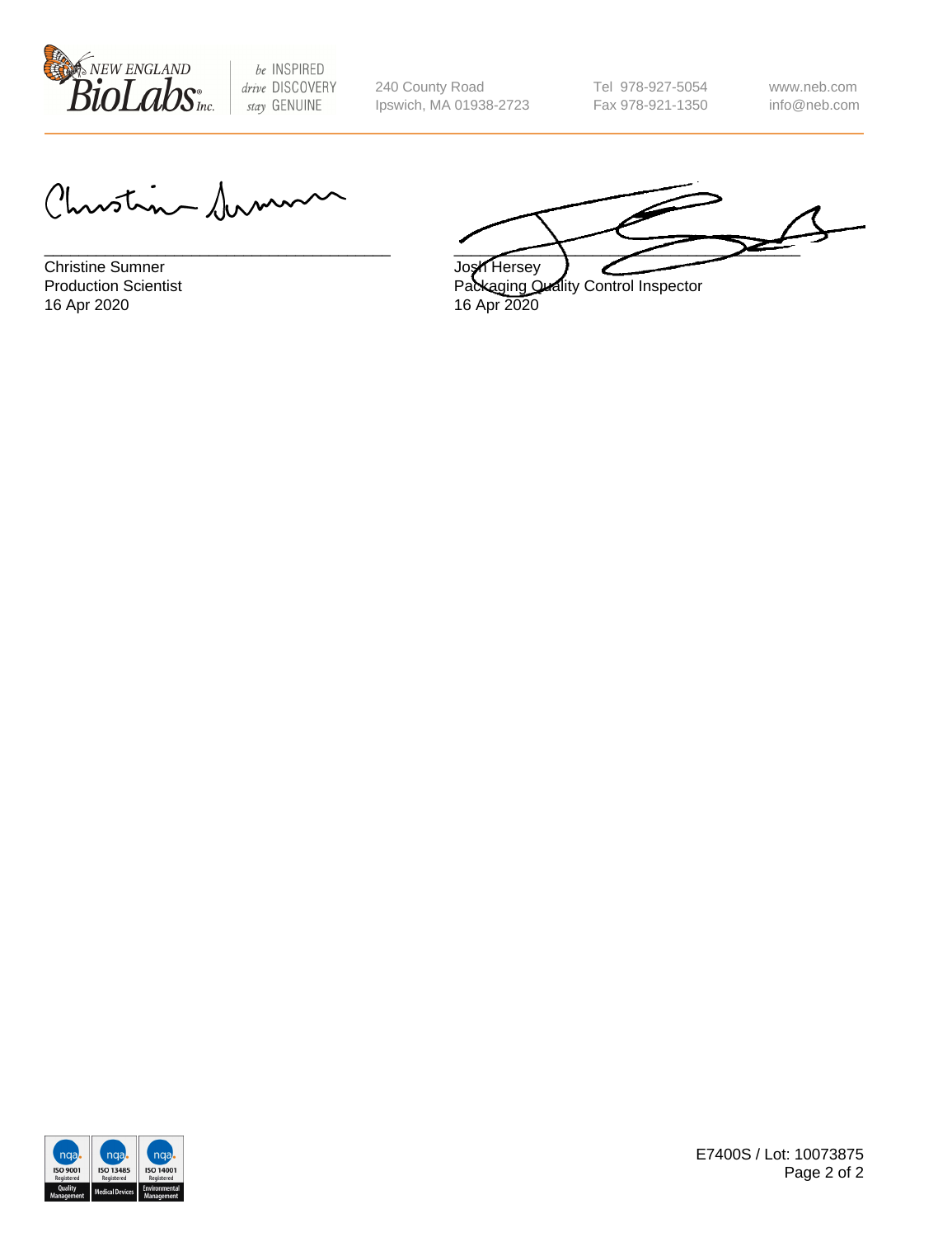Christine Sumner
Production Scientist
16 Apr 2020

Josh Hersey
Packaging Quality Control Inspector
16 Apr 2020

E7400S / Lot: 10073875